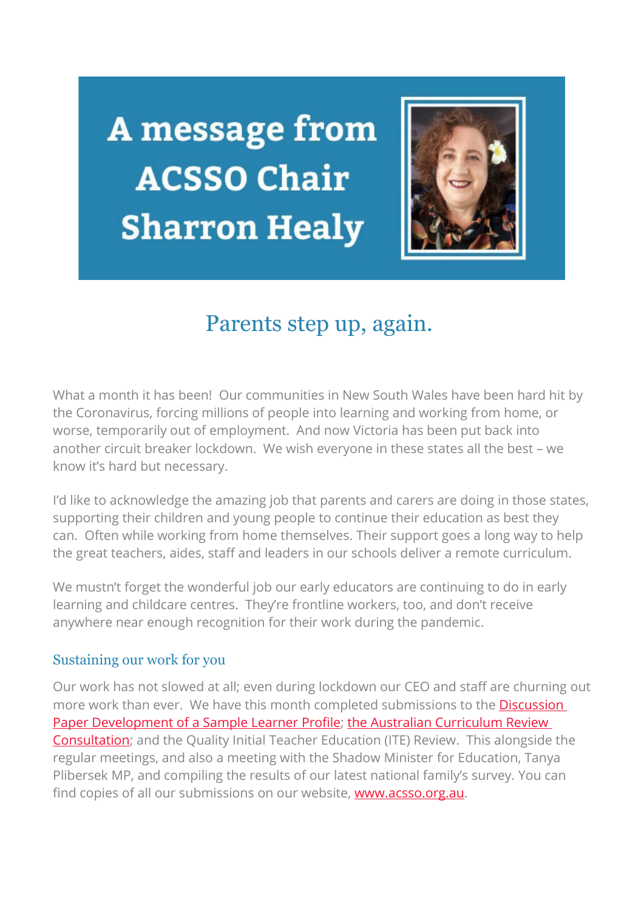# A message from ACSSO Chair Sharron Healy

## Parents step up, again.

What a month it has been! Our communities in New South Wales have been hard hit by the Coronavirus, forcing millions of people into learning and working from home, or worse, temporarily out of employment. And now Victoria has been put back into another circuit breaker lockdown. We wish everyone in these states all the best – we know it's hard but necessary.

I'd like to acknowledge the amazing job that parents and carers are doing in those states, supporting their children and young people to continue their education as best they can. Often while working from home themselves. Their support goes a long way to help the great teachers, aides, staff and leaders in our schools deliver a remote curriculum.

We mustn't forget the wonderful job our early educators are continuing to do in early learning and childcare centres. They're frontline workers, too, and don't receive anywhere near enough recognition for their work during the pandemic.

### Sustaining our work for you

Our work has not slowed at all; even during lockdown our CEO and staff are churning out more work than ever. We have this month completed submissions to the Discussion Paper Development of a Sample Learner Profile; the Australian Curriculum Review Consultation; and the Quality Initial Teacher Education (ITE) Review. This alongside the regular meetings, and also a meeting with the Shadow Minister for Education, Tanya Plibersek MP, and compiling the results of our latest national family's survey. You can find copies of all our submissions on our website, www.acsso.org.au.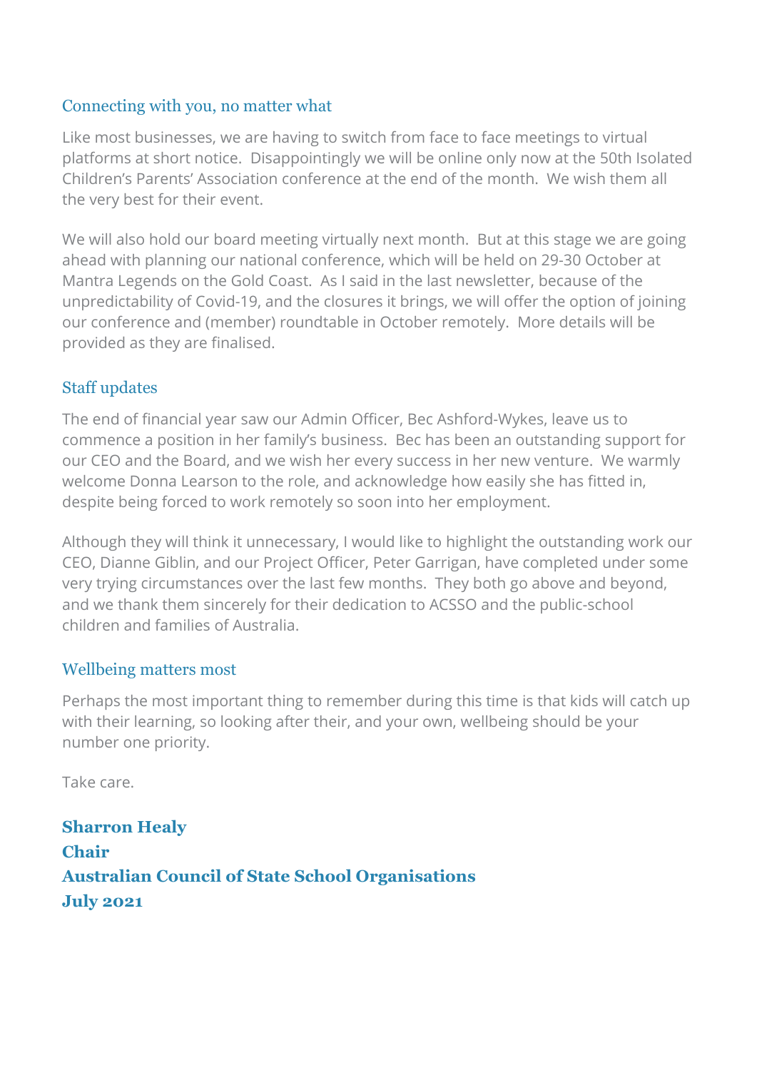## Connecting with you, no matter what

Like most businesses, we are having to switch from face to face meetings to virtual platforms at short notice. Disappointingly we will be online only now at the 50th Isolated Children's Parents' Association conference at the end of the month. We wish them all the very best for their event.

We will also hold our board meeting virtually next month. But at this stage we are going ahead with planning our national conference, which will be held on 29-30 October at Mantra Legends on the Gold Coast. As I said in the last newsletter, because of the unpredictability of Covid-19, and the closures it brings, we will offer the option of joining our conference and (member) roundtable in October remotely. More details will be provided as they are finalised.

## Staff updates

The end of financial year saw our Admin Officer, Bec Ashford-Wykes, leave us to commence a position in her family's business. Bec has been an outstanding support for our CEO and the Board, and we wish her every success in her new venture. We warmly welcome Donna Learson to the role, and acknowledge how easily she has fitted in, despite being forced to work remotely so soon into her employment.

Although they will think it unnecessary, I would like to highlight the outstanding work our CEO, Dianne Giblin, and our Project Officer, Peter Garrigan, have completed under some very trying circumstances over the last few months. They both go above and beyond, and we thank them sincerely for their dedication to ACSSO and the public-school children and families of Australia.

## Wellbeing matters most

Perhaps the most important thing to remember during this time is that kids will catch up with their learning, so looking after their, and your own, wellbeing should be your number one priority.

Take care.

**Sharron Healy**
**Chair**
**Australian Council of State School Organisations**
**July 2021**